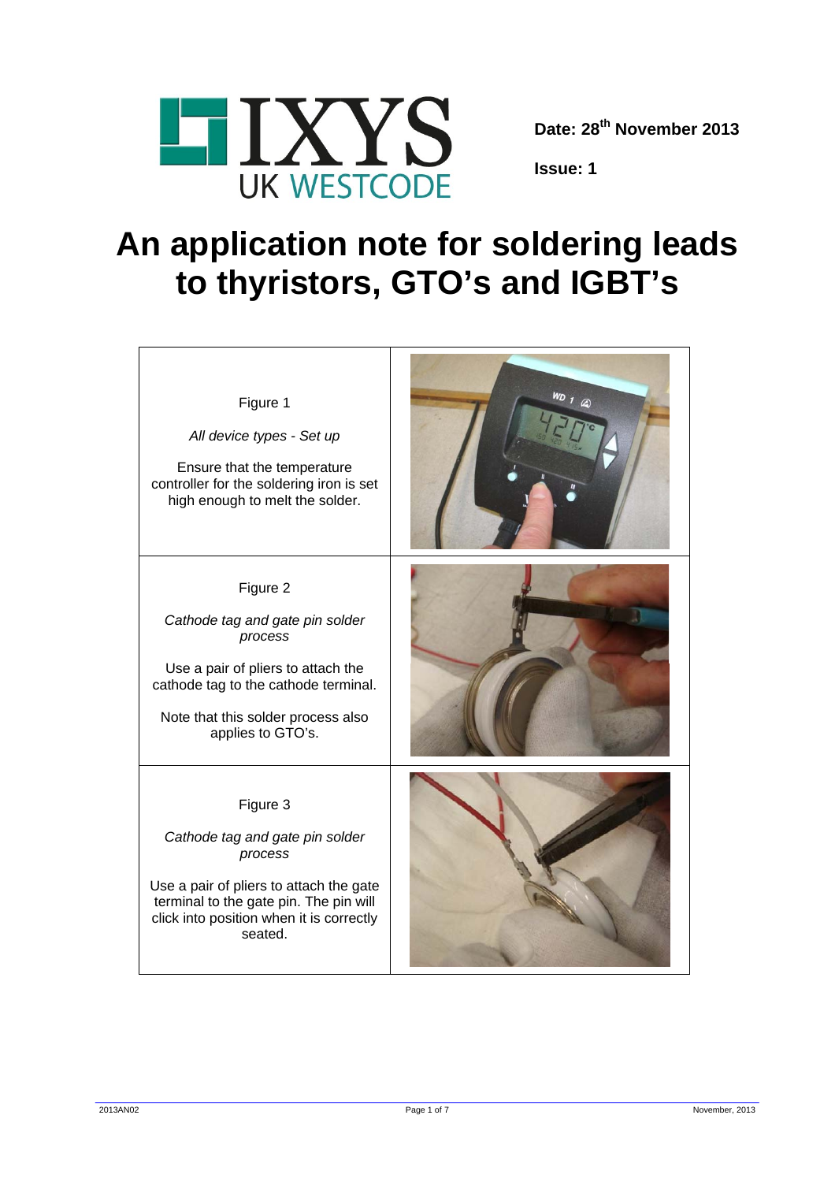Date: 28th November 2013

Issue: 1

# An application note for soldering leads to thyristors, GTO's and IGBT's

| | |
|---|---|
| Figure 1<br><br>*All device types - Set up*<br><br>Ensure that the temperature controller for the soldering iron is set high enough to melt the solder. | |
| Figure 2<br><br>*Cathode tag and gate pin solder process*<br><br>Use a pair of pliers to attach the cathode tag to the cathode terminal.<br><br>Note that this solder process also applies to GTO's. | |
| Figure 3<br><br>*Cathode tag and gate pin solder process*<br><br>Use a pair of pliers to attach the gate terminal to the gate pin. The pin will click into position when it is correctly seated. | |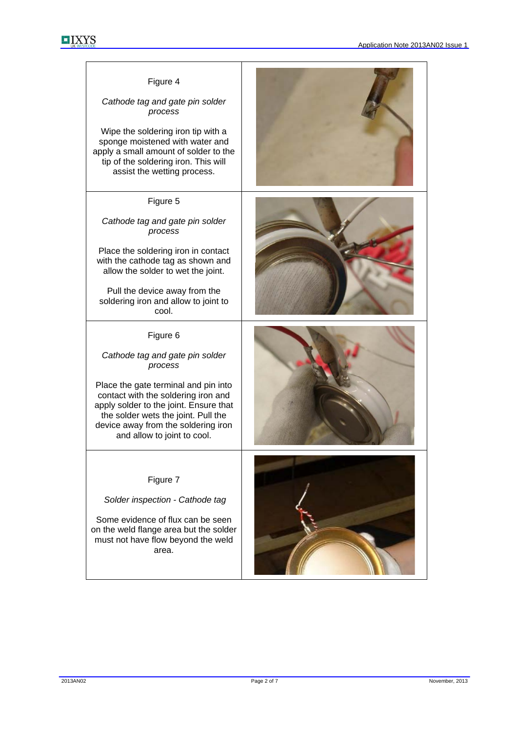Figure 4

*Cathode tag and gate pin solder process*

Wipe the soldering iron tip with a sponge moistened with water and apply a small amount of solder to the tip of the soldering iron. This will assist the wetting process.

Figure 5

*Cathode tag and gate pin solder process*

Place the soldering iron in contact with the cathode tag as shown and allow the solder to wet the joint.

Pull the device away from the soldering iron and allow to joint to cool.

Figure 6

*Cathode tag and gate pin solder process*

Place the gate terminal and pin into contact with the soldering iron and apply solder to the joint. Ensure that the solder wets the joint. Pull the device away from the soldering iron and allow to joint to cool.

Figure 7

*Solder inspection - Cathode tag*

Some evidence of flux can be seen on the weld flange area but the solder must not have flow beyond the weld area.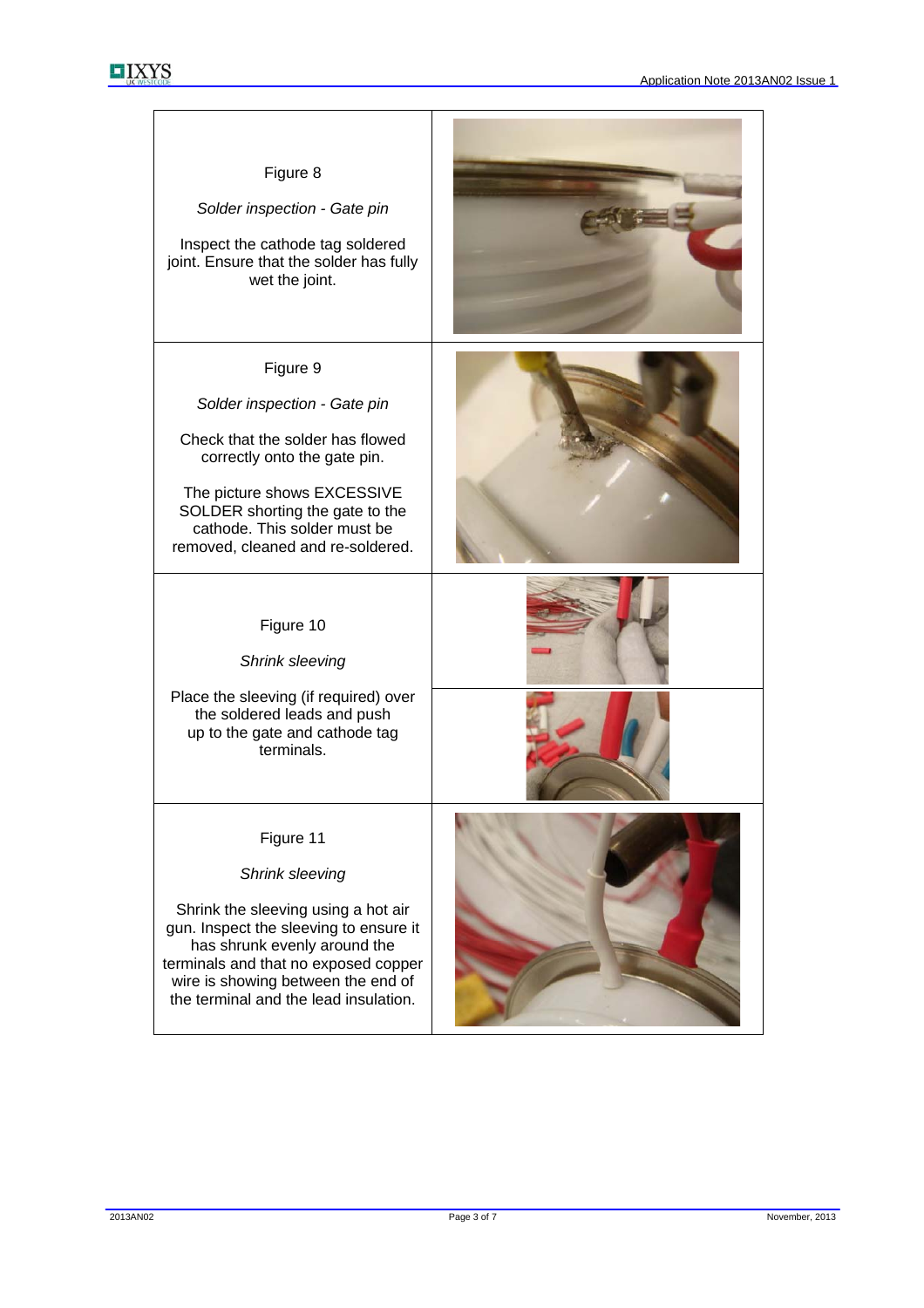| | |
|---|---|
| Figure 8<br><br>*Solder inspection - Gate pin*<br><br>Inspect the cathode tag soldered joint. Ensure that the solder has fully wet the joint. | |
| Figure 9<br><br>*Solder inspection - Gate pin*<br><br>Check that the solder has flowed correctly onto the gate pin.<br><br>The picture shows EXCESSIVE SOLDER shorting the gate to the cathode. This solder must be removed, cleaned and re-soldered. | |
| Figure 10<br><br>*Shrink sleeving*<br><br>Place the sleeving (if required) over the soldered leads and push up to the gate and cathode tag terminals. | |
| Figure 11<br><br>*Shrink sleeving*<br><br>Shrink the sleeving using a hot air gun. Inspect the sleeving to ensure it has shrunk evenly around the terminals and that no exposed copper wire is showing between the end of the terminal and the lead insulation. | |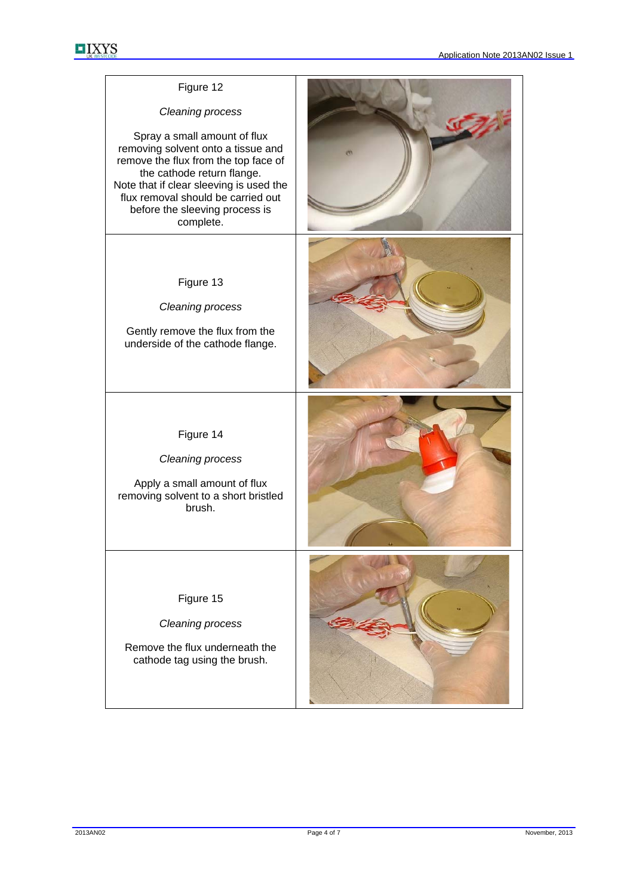| | |
|---|---|
| Figure 12<br><br>*Cleaning process*<br><br>Spray a small amount of flux removing solvent onto a tissue and remove the flux from the top face of the cathode return flange.<br>Note that if clear sleeving is used the flux removal should be carried out before the sleeving process is complete. | |
| Figure 13<br><br>*Cleaning process*<br><br>Gently remove the flux from the underside of the cathode flange. | |
| Figure 14<br><br>*Cleaning process*<br><br>Apply a small amount of flux removing solvent to a short bristled brush. | |
| Figure 15<br><br>*Cleaning process*<br><br>Remove the flux underneath the cathode tag using the brush. | |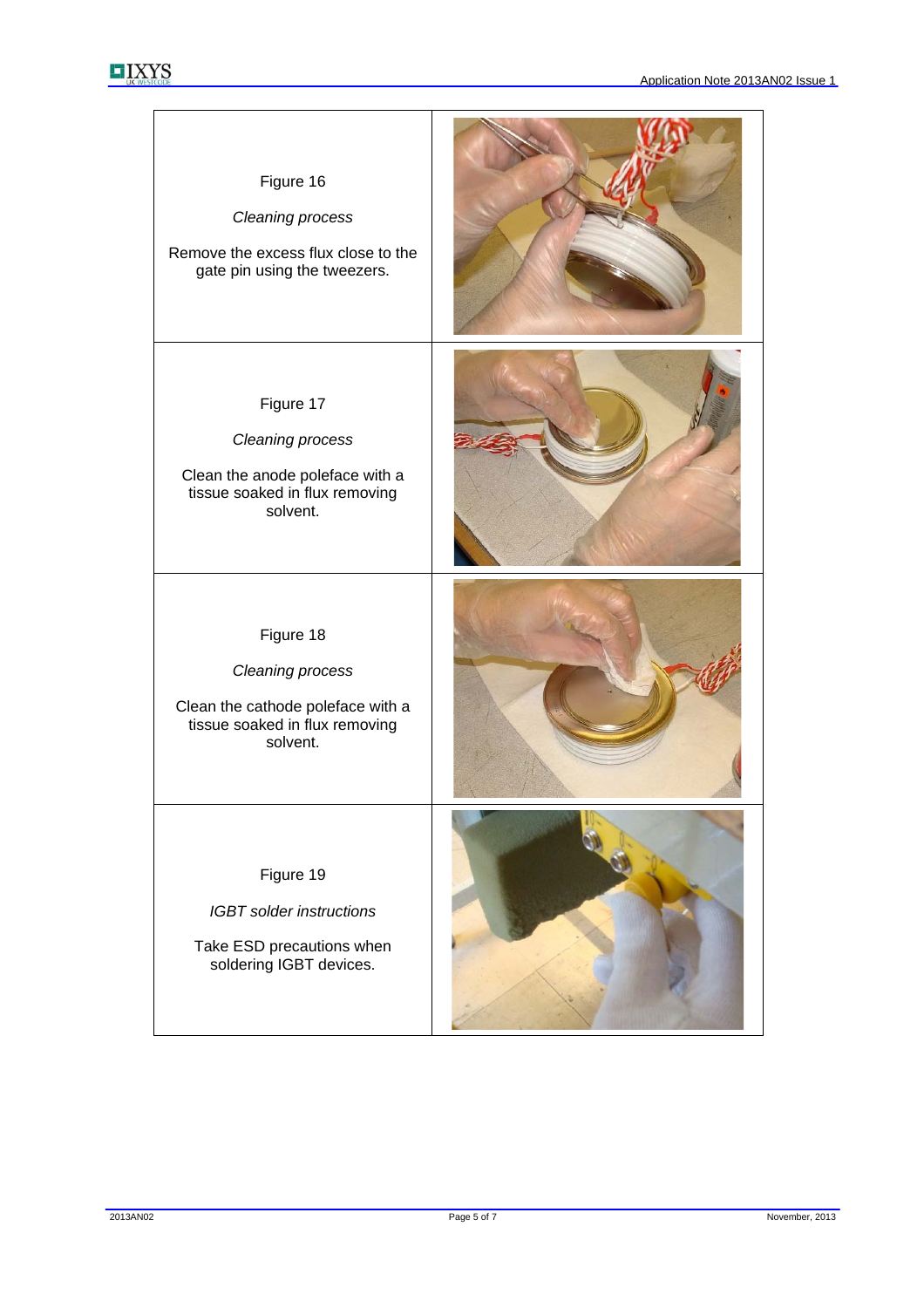Figure 16

*Cleaning process*

Remove the excess flux close to the gate pin using the tweezers.

Figure 17

*Cleaning process*

Clean the anode poleface with a tissue soaked in flux removing solvent.

Figure 18

*Cleaning process*

Clean the cathode poleface with a tissue soaked in flux removing solvent.

Figure 19

*IGBT solder instructions*

Take ESD precautions when soldering IGBT devices.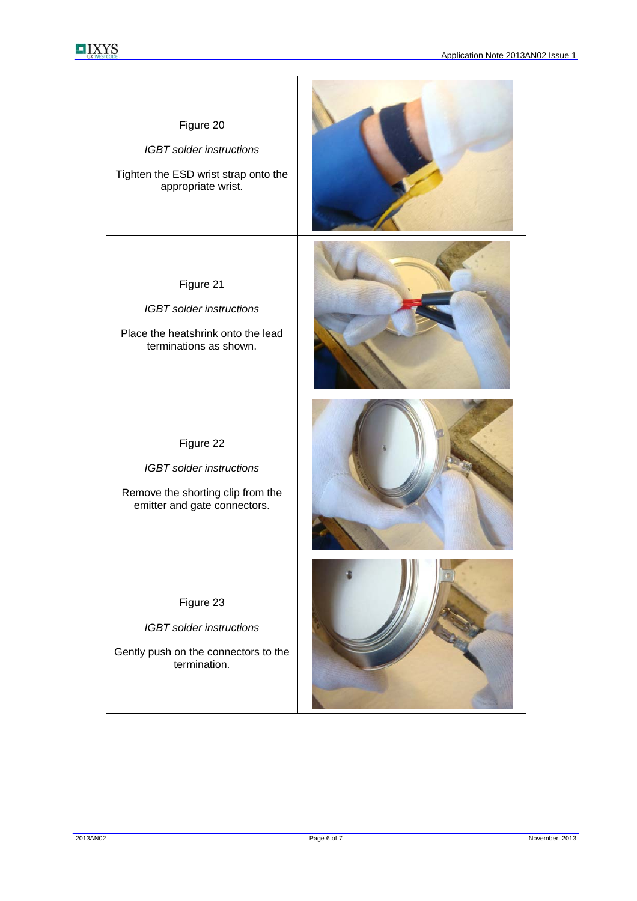| | |
|---|---|
| Figure 20<br><br>*IGBT solder instructions*<br><br>Tighten the ESD wrist strap onto the appropriate wrist. | |
| Figure 21<br><br>*IGBT solder instructions*<br><br>Place the heatshrink onto the lead terminations as shown. | |
| Figure 22<br><br>*IGBT solder instructions*<br><br>Remove the shorting clip from the emitter and gate connectors. | |
| Figure 23<br><br>*IGBT solder instructions*<br><br>Gently push on the connectors to the termination. | |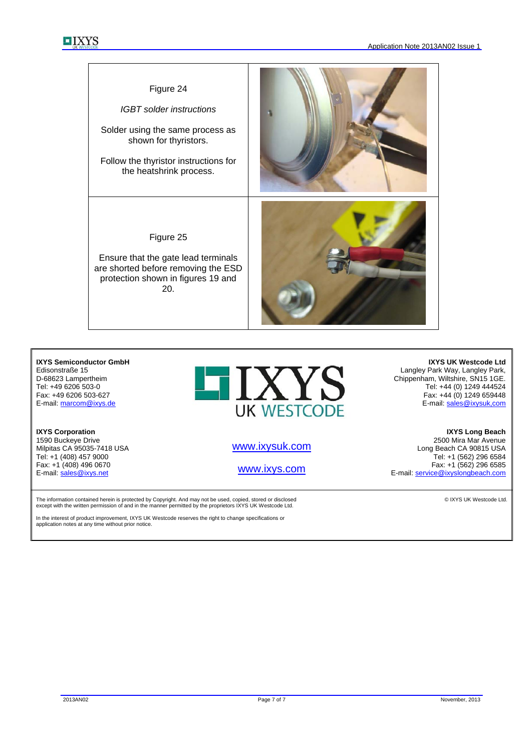| | |
|---|---|
| Figure 24<br><br>*IGBT solder instructions*<br><br>Solder using the same process as shown for thyristors.<br><br>Follow the thyristor instructions for the heatshrink process. | |
| Figure 25<br><br>Ensure that the gate lead terminals are shorted before removing the ESD protection shown in figures 19 and 20. | |

**IXYS Semiconductor GmbH**
Edisonstraße 15
D-68623 Lampertheim
Tel: +49 6206 503-0
Fax: +49 6206 503-627
E-mail: marcom@ixys.de

**IXYS UK Westcode Ltd**
Langley Park Way, Langley Park,
Chippenham, Wiltshire, SN15 1GE.
Tel: +44 (0) 1249 444524
Fax: +44 (0) 1249 659448
E-mail: sales@ixysuk,com

IXYS UK WESTCODE

**IXYS Corporation**
1590 Buckeye Drive
Milpitas CA 95035-7418 USA
Tel: +1 (408) 457 9000
Fax: +1 (408) 496 0670
E-mail: sales@ixys.net

www.ixysuk.com

www.ixys.com

**IXYS Long Beach**
2500 Mira Mar Avenue
Long Beach CA 90815 USA
Tel: +1 (562) 296 6584
Fax: +1 (562) 296 6585
E-mail: service@ixyslongbeach.com

The information contained herein is protected by Copyright. And may not be used, copied, stored or disclosed except with the written permission of and in the manner permitted by the proprietors IXYS UK Westcode Ltd.

© IXYS UK Westcode Ltd.

In the interest of product improvement, IXYS UK Westcode reserves the right to change specifications or application notes at any time without prior notice.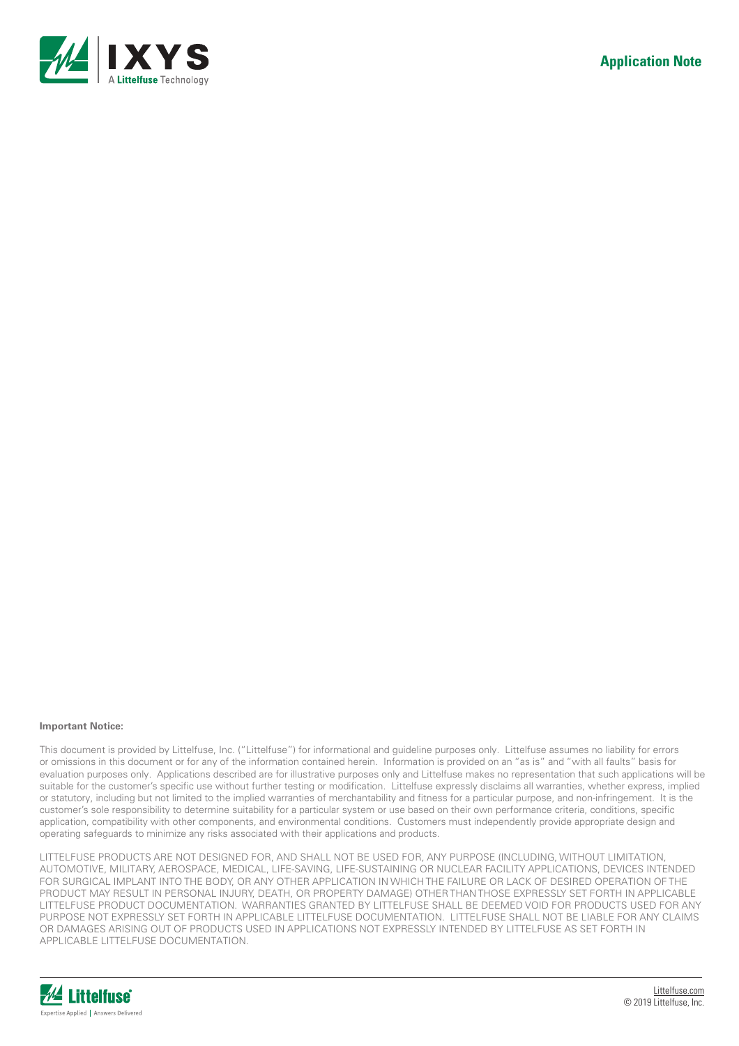**Important Notice:**

This document is provided by Littelfuse, Inc. ("Littelfuse") for informational and guideline purposes only. Littelfuse assumes no liability for errors or omissions in this document or for any of the information contained herein. Information is provided on an "as is" and "with all faults" basis for evaluation purposes only. Applications described are for illustrative purposes only and Littelfuse makes no representation that such applications will be suitable for the customer's specific use without further testing or modification. Littelfuse expressly disclaims all warranties, whether express, implied or statutory, including but not limited to the implied warranties of merchantability and fitness for a particular purpose, and non-infringement. It is the customer's sole responsibility to determine suitability for a particular system or use based on their own performance criteria, conditions, specific application, compatibility with other components, and environmental conditions. Customers must independently provide appropriate design and operating safeguards to minimize any risks associated with their applications and products.

LITTELFUSE PRODUCTS ARE NOT DESIGNED FOR, AND SHALL NOT BE USED FOR, ANY PURPOSE (INCLUDING, WITHOUT LIMITATION, AUTOMOTIVE, MILITARY, AEROSPACE, MEDICAL, LIFE-SAVING, LIFE-SUSTAINING OR NUCLEAR FACILITY APPLICATIONS, DEVICES INTENDED FOR SURGICAL IMPLANT INTO THE BODY, OR ANY OTHER APPLICATION IN WHICH THE FAILURE OR LACK OF DESIRED OPERATION OF THE PRODUCT MAY RESULT IN PERSONAL INJURY, DEATH, OR PROPERTY DAMAGE) OTHER THAN THOSE EXPRESSLY SET FORTH IN APPLICABLE LITTELFUSE PRODUCT DOCUMENTATION. WARRANTIES GRANTED BY LITTELFUSE SHALL BE DEEMED VOID FOR PRODUCTS USED FOR ANY PURPOSE NOT EXPRESSLY SET FORTH IN APPLICABLE LITTELFUSE DOCUMENTATION. LITTELFUSE SHALL NOT BE LIABLE FOR ANY CLAIMS OR DAMAGES ARISING OUT OF PRODUCTS USED IN APPLICATIONS NOT EXPRESSLY INTENDED BY LITTELFUSE AS SET FORTH IN APPLICABLE LITTELFUSE DOCUMENTATION.